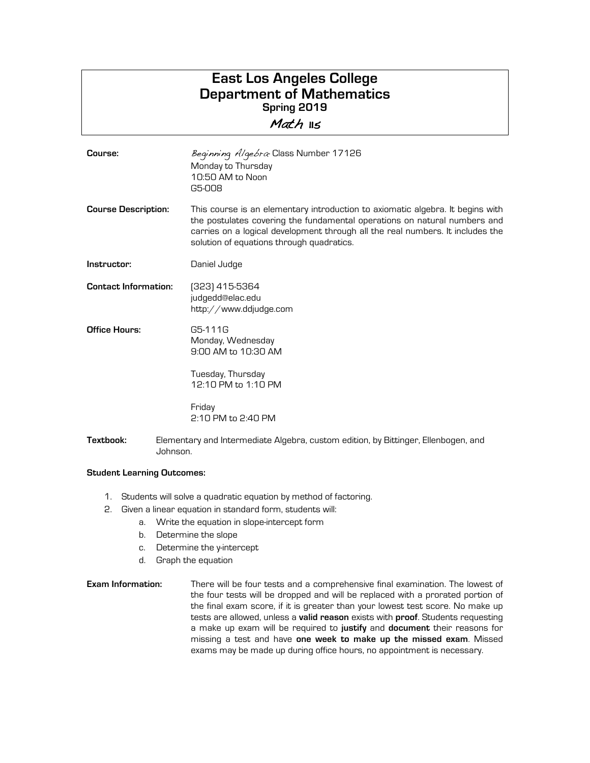# East Los Angeles College
# Department of Mathematics
## Spring 2019
## *Math* 115

**Course:** *Beginning Algebra* Class Number 17126
Monday to Thursday
10:50 AM to Noon
G5-008

**Course Description:** This course is an elementary introduction to axiomatic algebra. It begins with the postulates covering the fundamental operations on natural numbers and carries on a logical development through all the real numbers. It includes the solution of equations through quadratics.

**Instructor:** Daniel Judge

**Contact Information:** (323) 415-5364
judgedd@elac.edu
http://www.ddjudge.com

**Office Hours:** G5-111G
Monday, Wednesday
9:00 AM to 10:30 AM

Tuesday, Thursday
12:10 PM to 1:10 PM

Friday
2:10 PM to 2:40 PM

**Textbook:** Elementary and Intermediate Algebra, custom edition, by Bittinger, Ellenbogen, and Johnson.

**Student Learning Outcomes:**

1. Students will solve a quadratic equation by method of factoring.
2. Given a linear equation in standard form, students will:
   a. Write the equation in slope-intercept form
   b. Determine the slope
   c. Determine the y-intercept
   d. Graph the equation

**Exam Information:** There will be four tests and a comprehensive final examination. The lowest of the four tests will be dropped and will be replaced with a prorated portion of the final exam score, if it is greater than your lowest test score. No make up tests are allowed, unless a **valid reason** exists with **proof**. Students requesting a make up exam will be required to **justify** and **document** their reasons for missing a test and have **one week to make up the missed exam**. Missed exams may be made up during office hours, no appointment is necessary.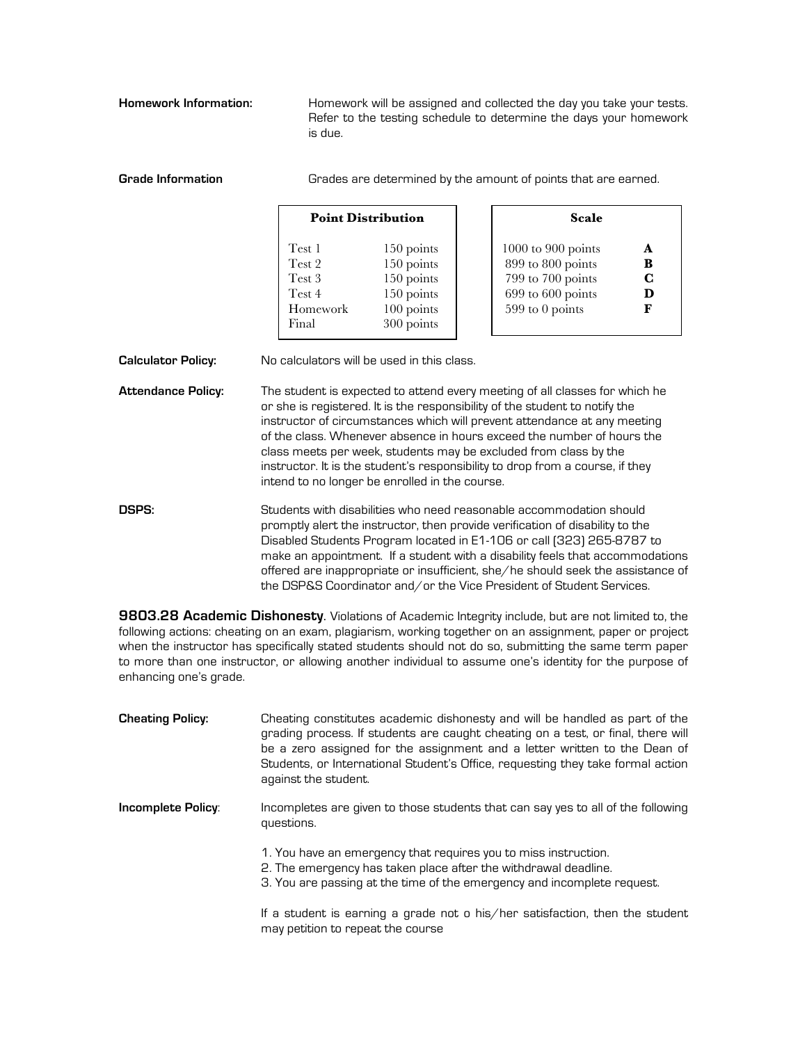**Homework Information:** Homework will be assigned and collected the day you take your tests. Refer to the testing schedule to determine the days your homework is due.

**Grade Information** Grades are determined by the amount of points that are earned.

| Point Distribution | |
|---|---|
| Test 1 | 150 points |
| Test 2 | 150 points |
| Test 3 | 150 points |
| Test 4 | 150 points |
| Homework | 100 points |
| Final | 300 points |

| Scale | |
|---|---|
| 1000 to 900 points | **A** |
| 899 to 800 points | **B** |
| 799 to 700 points | **C** |
| 699 to 600 points | **D** |
| 599 to 0 points | **F** |

**Calculator Policy:** No calculators will be used in this class.

**Attendance Policy:** The student is expected to attend every meeting of all classes for which he or she is registered. It is the responsibility of the student to notify the instructor of circumstances which will prevent attendance at any meeting of the class. Whenever absence in hours exceed the number of hours the class meets per week, students may be excluded from class by the instructor. It is the student's responsibility to drop from a course, if they intend to no longer be enrolled in the course.

**DSPS:** Students with disabilities who need reasonable accommodation should promptly alert the instructor, then provide verification of disability to the Disabled Students Program located in E1-106 or call (323) 265-8787 to make an appointment. If a student with a disability feels that accommodations offered are inappropriate or insufficient, she/he should seek the assistance of the DSP&S Coordinator and/or the Vice President of Student Services.

**9803.28 Academic Dishonesty**. Violations of Academic Integrity include, but are not limited to, the following actions: cheating on an exam, plagiarism, working together on an assignment, paper or project when the instructor has specifically stated students should not do so, submitting the same term paper to more than one instructor, or allowing another individual to assume one's identity for the purpose of enhancing one's grade.

**Cheating Policy:** Cheating constitutes academic dishonesty and will be handled as part of the grading process. If students are caught cheating on a test, or final, there will be a zero assigned for the assignment and a letter written to the Dean of Students, or International Student's Office, requesting they take formal action against the student.

**Incomplete Policy**: Incompletes are given to those students that can say yes to all of the following questions.

1. You have an emergency that requires you to miss instruction.
2. The emergency has taken place after the withdrawal deadline.
3. You are passing at the time of the emergency and incomplete request.

If a student is earning a grade not o his/her satisfaction, then the student may petition to repeat the course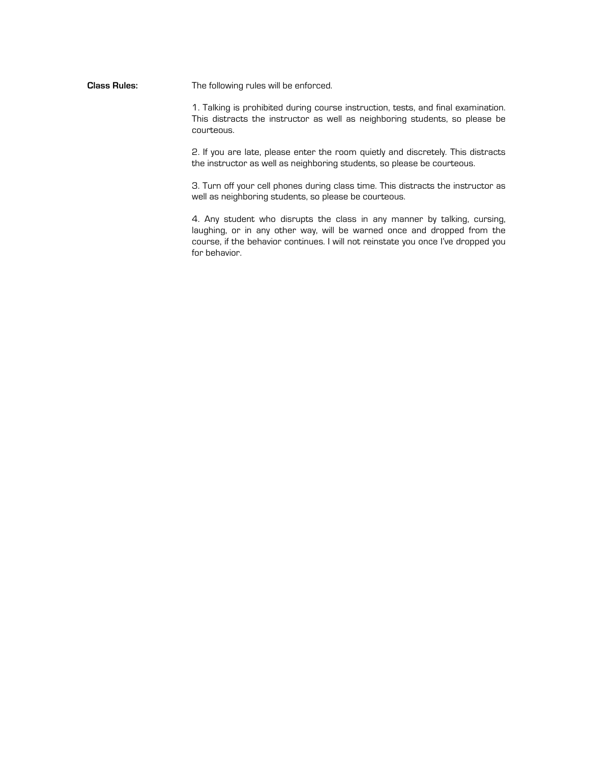**Class Rules:** The following rules will be enforced.

1. Talking is prohibited during course instruction, tests, and final examination. This distracts the instructor as well as neighboring students, so please be courteous.

2. If you are late, please enter the room quietly and discretely. This distracts the instructor as well as neighboring students, so please be courteous.

3. Turn off your cell phones during class time. This distracts the instructor as well as neighboring students, so please be courteous.

4. Any student who disrupts the class in any manner by talking, cursing, laughing, or in any other way, will be warned once and dropped from the course, if the behavior continues. I will not reinstate you once I've dropped you for behavior.